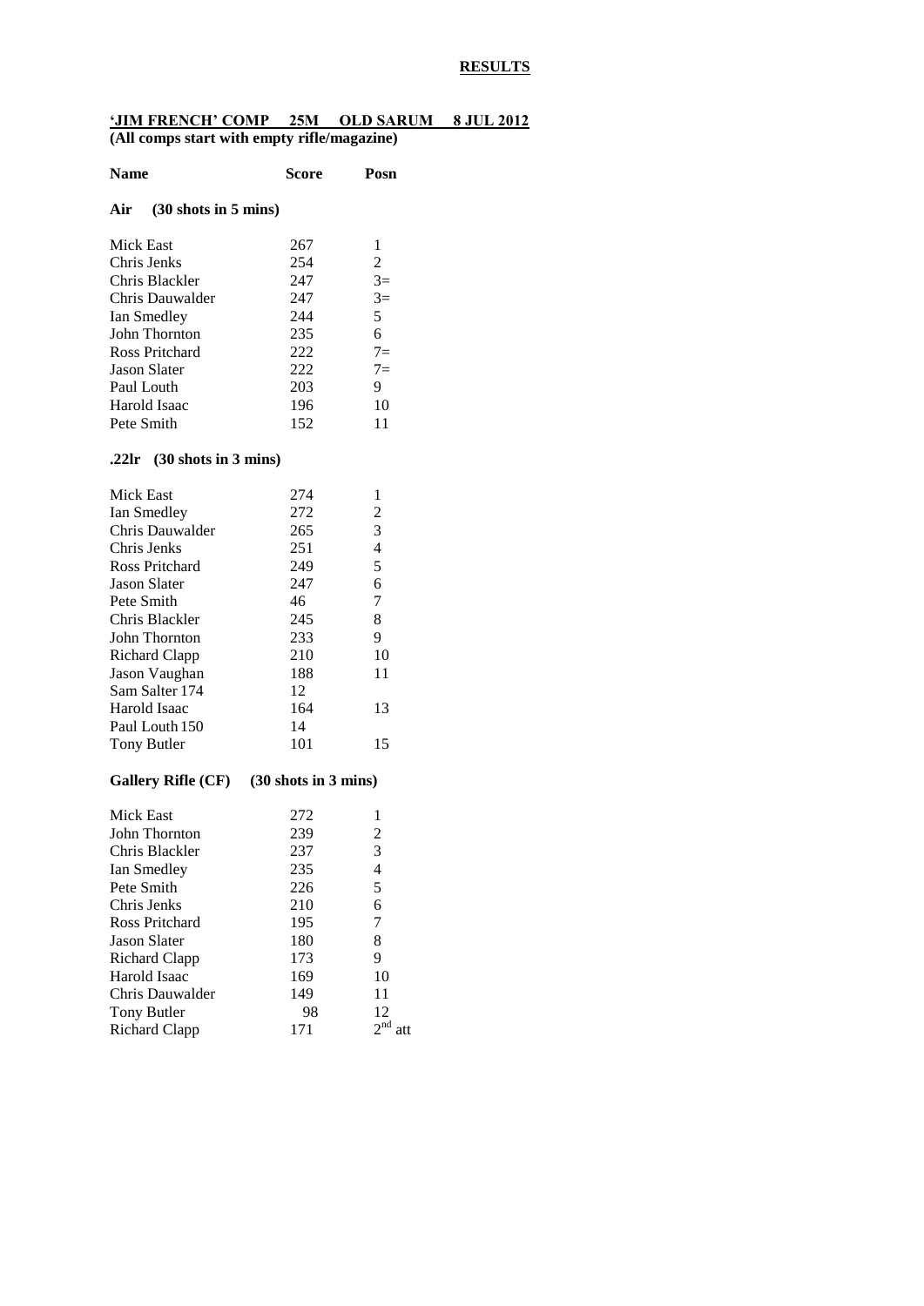**RESULTS**

**'JIM FRENCH' COMP 25M OLD SARUM 8 JUL 2012**

**(All comps start with empty rifle/magazine)**

| **Name** | **Score** | **Posn** |
|---|---|---|

**Air (30 shots in 5 mins)**

| Name | Score | Posn |
|---|---|---|
| Mick East | 267 | 1 |
| Chris Jenks | 254 | 2 |
| Chris Blackler | 247 | 3= |
| Chris Dauwalder | 247 | 3= |
| Ian Smedley | 244 | 5 |
| John Thornton | 235 | 6 |
| Ross Pritchard | 222 | 7= |
| Jason Slater | 222 | 7= |
| Paul Louth | 203 | 9 |
| Harold Isaac | 196 | 10 |
| Pete Smith | 152 | 11 |

**.22lr (30 shots in 3 mins)**

| Name | Score | Posn |
|---|---|---|
| Mick East | 274 | 1 |
| Ian Smedley | 272 | 2 |
| Chris Dauwalder | 265 | 3 |
| Chris Jenks | 251 | 4 |
| Ross Pritchard | 249 | 5 |
| Jason Slater | 247 | 6 |
| Pete Smith | 46 | 7 |
| Chris Blackler | 245 | 8 |
| John Thornton | 233 | 9 |
| Richard Clapp | 210 | 10 |
| Jason Vaughan | 188 | 11 |
| Sam Salter 174 | 12 | |
| Harold Isaac | 164 | 13 |
| Paul Louth 150 | 14 | |
| Tony Butler | 101 | 15 |

**Gallery Rifle (CF) (30 shots in 3 mins)**

| Name | Score | Posn |
|---|---|---|
| Mick East | 272 | 1 |
| John Thornton | 239 | 2 |
| Chris Blackler | 237 | 3 |
| Ian Smedley | 235 | 4 |
| Pete Smith | 226 | 5 |
| Chris Jenks | 210 | 6 |
| Ross Pritchard | 195 | 7 |
| Jason Slater | 180 | 8 |
| Richard Clapp | 173 | 9 |
| Harold Isaac | 169 | 10 |
| Chris Dauwalder | 149 | 11 |
| Tony Butler | 98 | 12 |
| Richard Clapp | 171 | 2nd att |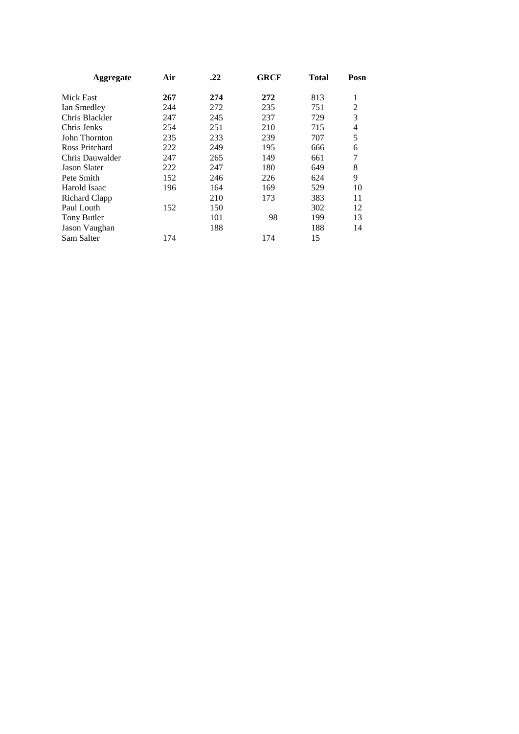| **Aggregate** | **Air** | **.22** | **GRCF** | **Total** | **Posn** |
|---|---|---|---|---|---|
| Mick East | **267** | **274** | **272** | 813 | 1 |
| Ian Smedley | 244 | 272 | 235 | 751 | 2 |
| Chris Blackler | 247 | 245 | 237 | 729 | 3 |
| Chris Jenks | 254 | 251 | 210 | 715 | 4 |
| John Thornton | 235 | 233 | 239 | 707 | 5 |
| Ross Pritchard | 222 | 249 | 195 | 666 | 6 |
| Chris Dauwalder | 247 | 265 | 149 | 661 | 7 |
| Jason Slater | 222 | 247 | 180 | 649 | 8 |
| Pete Smith | 152 | 246 | 226 | 624 | 9 |
| Harold Isaac | 196 | 164 | 169 | 529 | 10 |
| Richard Clapp | | 210 | 173 | 383 | 11 |
| Paul Louth | 152 | 150 | | 302 | 12 |
| Tony Butler | | 101 | 98 | 199 | 13 |
| Jason Vaughan | | 188 | | 188 | 14 |
| Sam Salter | 174 | | 174 | 15 | |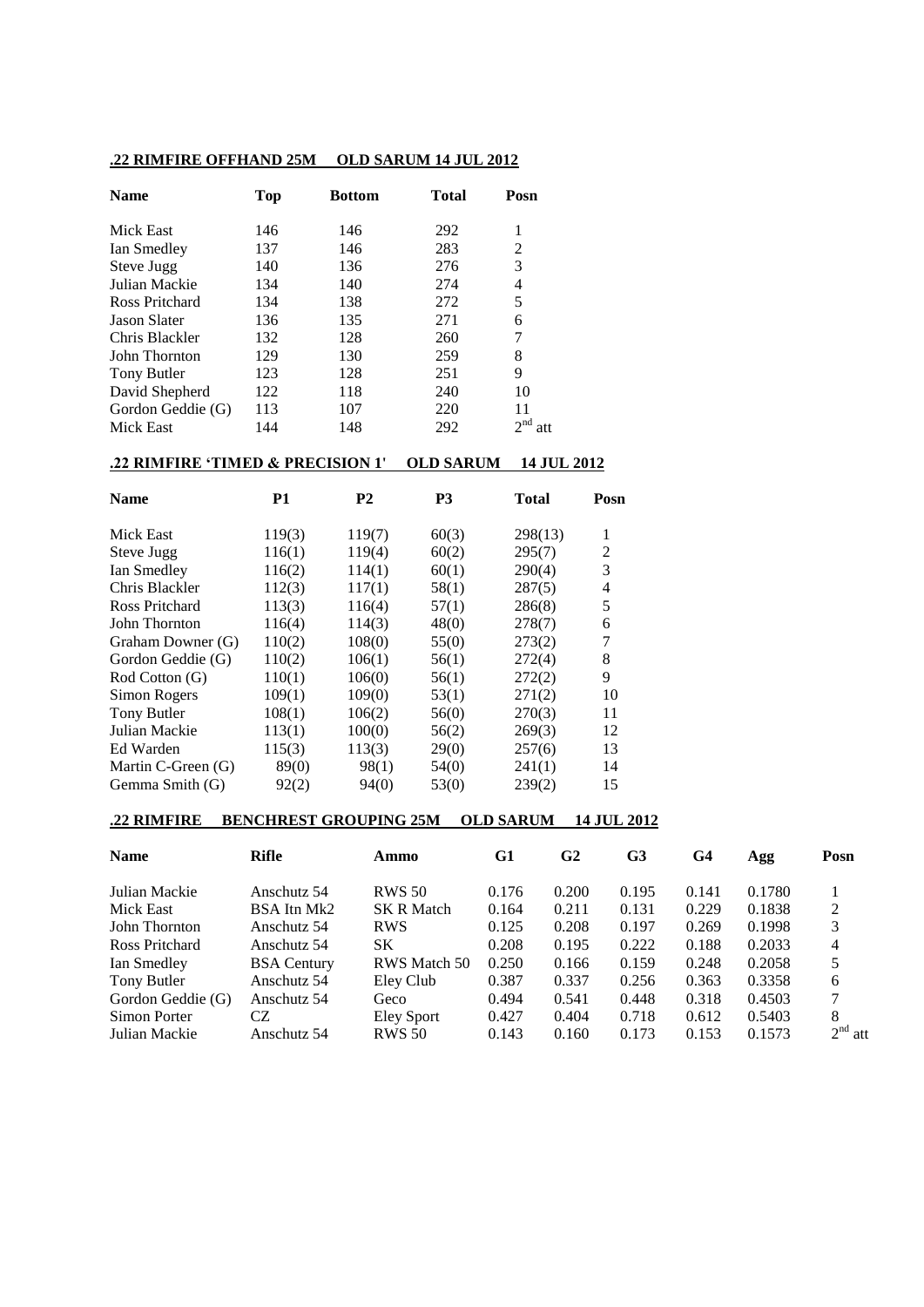**.22 RIMFIRE OFFHAND 25M OLD SARUM 14 JUL 2012**

| Name | Top | Bottom | Total | Posn |
|---|---|---|---|---|
| Mick East | 146 | 146 | 292 | 1 |
| Ian Smedley | 137 | 146 | 283 | 2 |
| Steve Jugg | 140 | 136 | 276 | 3 |
| Julian Mackie | 134 | 140 | 274 | 4 |
| Ross Pritchard | 134 | 138 | 272 | 5 |
| Jason Slater | 136 | 135 | 271 | 6 |
| Chris Blackler | 132 | 128 | 260 | 7 |
| John Thornton | 129 | 130 | 259 | 8 |
| Tony Butler | 123 | 128 | 251 | 9 |
| David Shepherd | 122 | 118 | 240 | 10 |
| Gordon Geddie (G) | 113 | 107 | 220 | 11 |
| Mick East | 144 | 148 | 292 | 2nd att |

**.22 RIMFIRE 'TIMED & PRECISION 1' OLD SARUM 14 JUL 2012**

| Name | P1 | P2 | P3 | Total | Posn |
|---|---|---|---|---|---|
| Mick East | 119(3) | 119(7) | 60(3) | 298(13) | 1 |
| Steve Jugg | 116(1) | 119(4) | 60(2) | 295(7) | 2 |
| Ian Smedley | 116(2) | 114(1) | 60(1) | 290(4) | 3 |
| Chris Blackler | 112(3) | 117(1) | 58(1) | 287(5) | 4 |
| Ross Pritchard | 113(3) | 116(4) | 57(1) | 286(8) | 5 |
| John Thornton | 116(4) | 114(3) | 48(0) | 278(7) | 6 |
| Graham Downer (G) | 110(2) | 108(0) | 55(0) | 273(2) | 7 |
| Gordon Geddie (G) | 110(2) | 106(1) | 56(1) | 272(4) | 8 |
| Rod Cotton (G) | 110(1) | 106(0) | 56(1) | 272(2) | 9 |
| Simon Rogers | 109(1) | 109(0) | 53(1) | 271(2) | 10 |
| Tony Butler | 108(1) | 106(2) | 56(0) | 270(3) | 11 |
| Julian Mackie | 113(1) | 100(0) | 56(2) | 269(3) | 12 |
| Ed Warden | 115(3) | 113(3) | 29(0) | 257(6) | 13 |
| Martin C-Green (G) | 89(0) | 98(1) | 54(0) | 241(1) | 14 |
| Gemma Smith (G) | 92(2) | 94(0) | 53(0) | 239(2) | 15 |

**.22 RIMFIRE BENCHREST GROUPING 25M OLD SARUM 14 JUL 2012**

| Name | Rifle | Ammo | G1 | G2 | G3 | G4 | Agg | Posn |
|---|---|---|---|---|---|---|---|---|
| Julian Mackie | Anschutz 54 | RWS 50 | 0.176 | 0.200 | 0.195 | 0.141 | 0.1780 | 1 |
| Mick East | BSA Itn Mk2 | SK R Match | 0.164 | 0.211 | 0.131 | 0.229 | 0.1838 | 2 |
| John Thornton | Anschutz 54 | RWS | 0.125 | 0.208 | 0.197 | 0.269 | 0.1998 | 3 |
| Ross Pritchard | Anschutz 54 | SK | 0.208 | 0.195 | 0.222 | 0.188 | 0.2033 | 4 |
| Ian Smedley | BSA Century | RWS Match 50 | 0.250 | 0.166 | 0.159 | 0.248 | 0.2058 | 5 |
| Tony Butler | Anschutz 54 | Eley Club | 0.387 | 0.337 | 0.256 | 0.363 | 0.3358 | 6 |
| Gordon Geddie (G) | Anschutz 54 | Geco | 0.494 | 0.541 | 0.448 | 0.318 | 0.4503 | 7 |
| Simon Porter | CZ | Eley Sport | 0.427 | 0.404 | 0.718 | 0.612 | 0.5403 | 8 |
| Julian Mackie | Anschutz 54 | RWS 50 | 0.143 | 0.160 | 0.173 | 0.153 | 0.1573 | 2nd att |